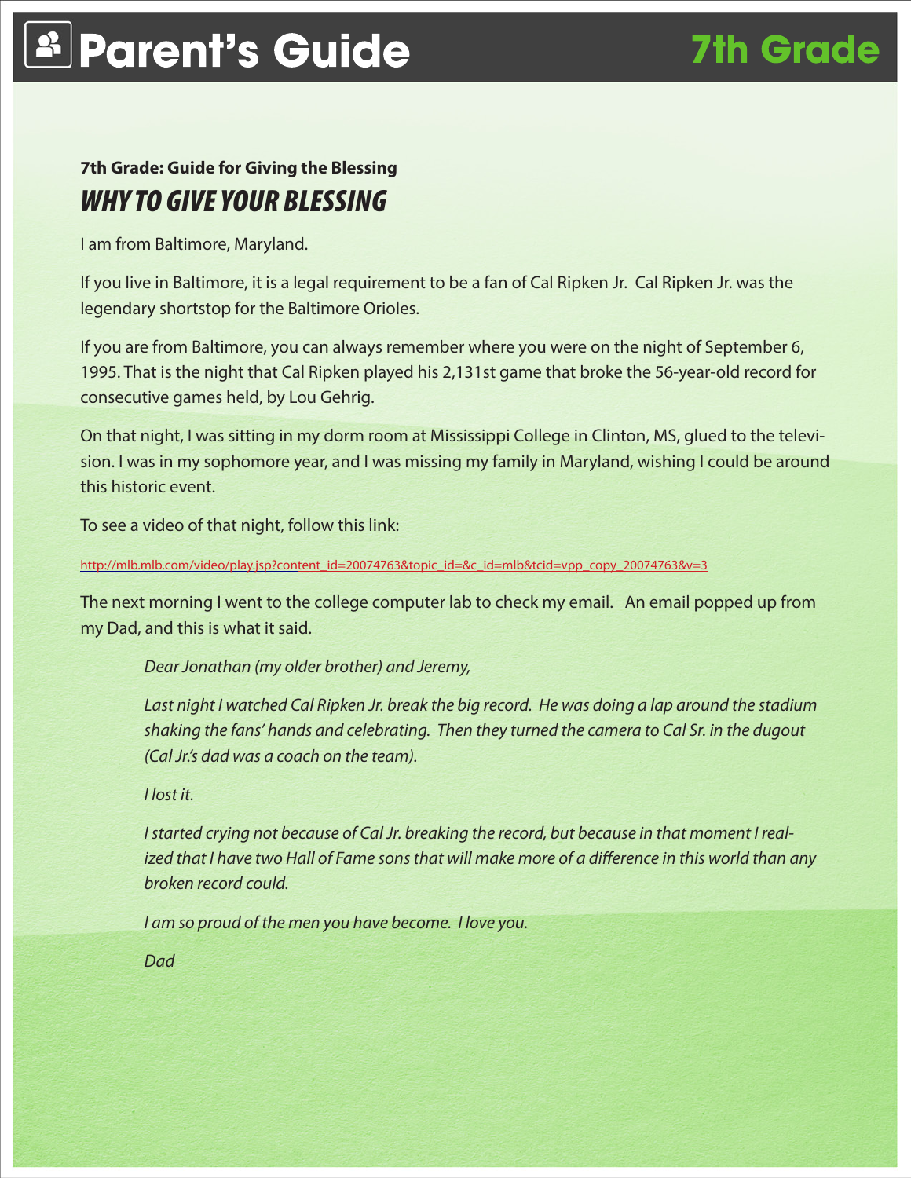# Parent's Guide

**7th Grade**

**7th Grade: Guide for Giving the Blessing**

## *WHY TO GIVE YOUR BLESSING*

I am from Baltimore, Maryland.

If you live in Baltimore, it is a legal requirement to be a fan of Cal Ripken Jr. Cal Ripken Jr. was the legendary shortstop for the Baltimore Orioles.

If you are from Baltimore, you can always remember where you were on the night of September 6, 1995. That is the night that Cal Ripken played his 2,131st game that broke the 56-year-old record for consecutive games held, by Lou Gehrig.

On that night, I was sitting in my dorm room at Mississippi College in Clinton, MS, glued to the television. I was in my sophomore year, and I was missing my family in Maryland, wishing I could be around this historic event.

To see a video of that night, follow this link:

http://mlb.mlb.com/video/play.jsp?content_id=20074763&topic_id=&c_id=mlb&tcid=vpp_copy_20074763&v=3

The next morning I went to the college computer lab to check my email. An email popped up from my Dad, and this is what it said.

> *Dear Jonathan (my older brother) and Jeremy,*
>
> *Last night I watched Cal Ripken Jr. break the big record. He was doing a lap around the stadium shaking the fans' hands and celebrating. Then they turned the camera to Cal Sr. in the dugout (Cal Jr.'s dad was a coach on the team).*
>
> *I lost it.*
>
> *I started crying not because of Cal Jr. breaking the record, but because in that moment I realized that I have two Hall of Fame sons that will make more of a difference in this world than any broken record could.*
>
> *I am so proud of the men you have become. I love you.*
>
> *Dad*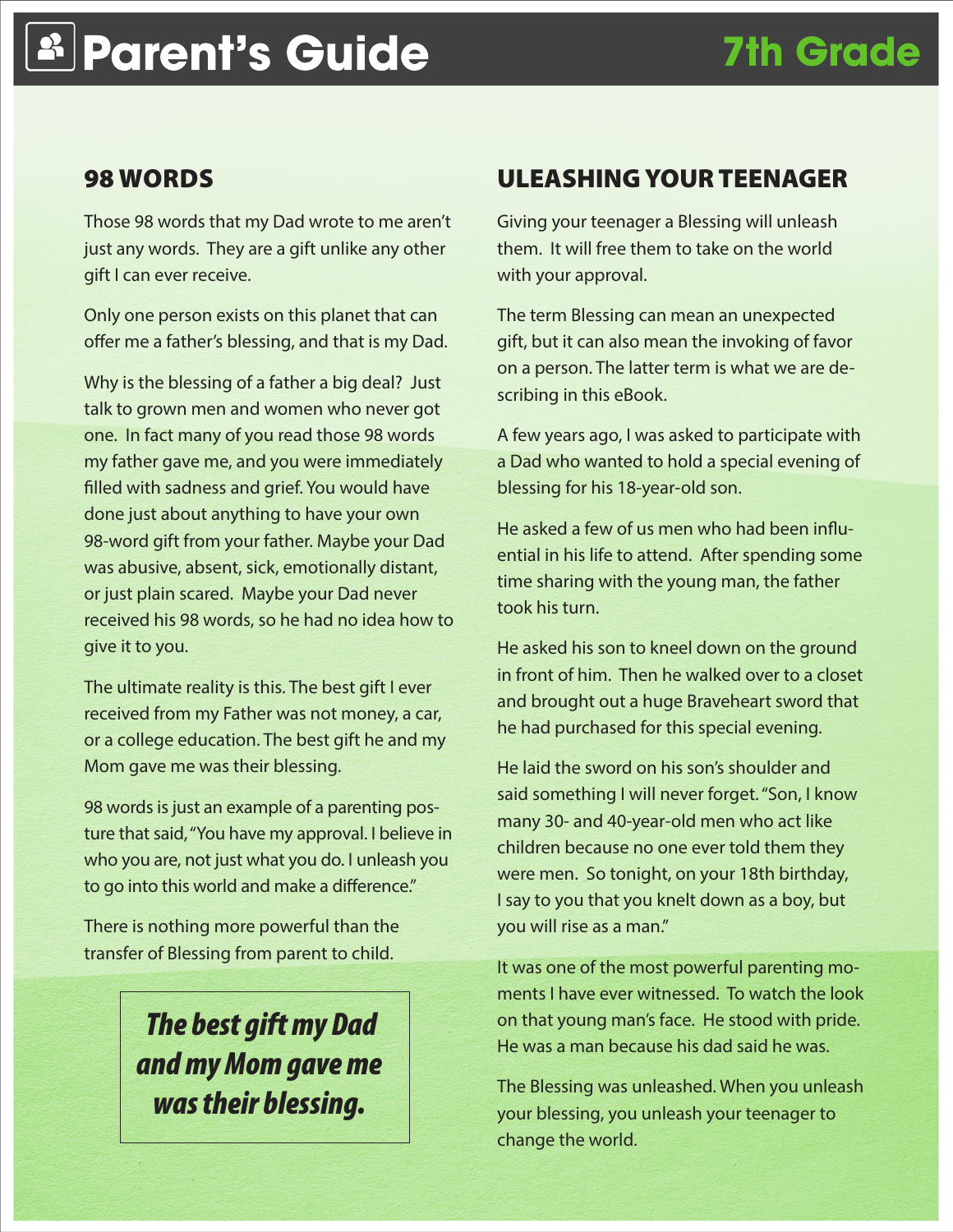# Parent's Guide

## 7th Grade

## 98 WORDS

Those 98 words that my Dad wrote to me aren't just any words. They are a gift unlike any other gift I can ever receive.

Only one person exists on this planet that can offer me a father's blessing, and that is my Dad.

Why is the blessing of a father a big deal? Just talk to grown men and women who never got one. In fact many of you read those 98 words my father gave me, and you were immediately filled with sadness and grief. You would have done just about anything to have your own 98-word gift from your father. Maybe your Dad was abusive, absent, sick, emotionally distant, or just plain scared. Maybe your Dad never received his 98 words, so he had no idea how to give it to you.

The ultimate reality is this. The best gift I ever received from my Father was not money, a car, or a college education. The best gift he and my Mom gave me was their blessing.

98 words is just an example of a parenting posture that said, "You have my approval. I believe in who you are, not just what you do. I unleash you to go into this world and make a difference."

There is nothing more powerful than the transfer of Blessing from parent to child.

> ***The best gift my Dad and my Mom gave me was their blessing.***

## ULEASHING YOUR TEENAGER

Giving your teenager a Blessing will unleash them. It will free them to take on the world with your approval.

The term Blessing can mean an unexpected gift, but it can also mean the invoking of favor on a person. The latter term is what we are describing in this eBook.

A few years ago, I was asked to participate with a Dad who wanted to hold a special evening of blessing for his 18-year-old son.

He asked a few of us men who had been influential in his life to attend. After spending some time sharing with the young man, the father took his turn.

He asked his son to kneel down on the ground in front of him. Then he walked over to a closet and brought out a huge Braveheart sword that he had purchased for this special evening.

He laid the sword on his son's shoulder and said something I will never forget. "Son, I know many 30- and 40-year-old men who act like children because no one ever told them they were men. So tonight, on your 18th birthday, I say to you that you knelt down as a boy, but you will rise as a man."

It was one of the most powerful parenting moments I have ever witnessed. To watch the look on that young man's face. He stood with pride. He was a man because his dad said he was.

The Blessing was unleashed. When you unleash your blessing, you unleash your teenager to change the world.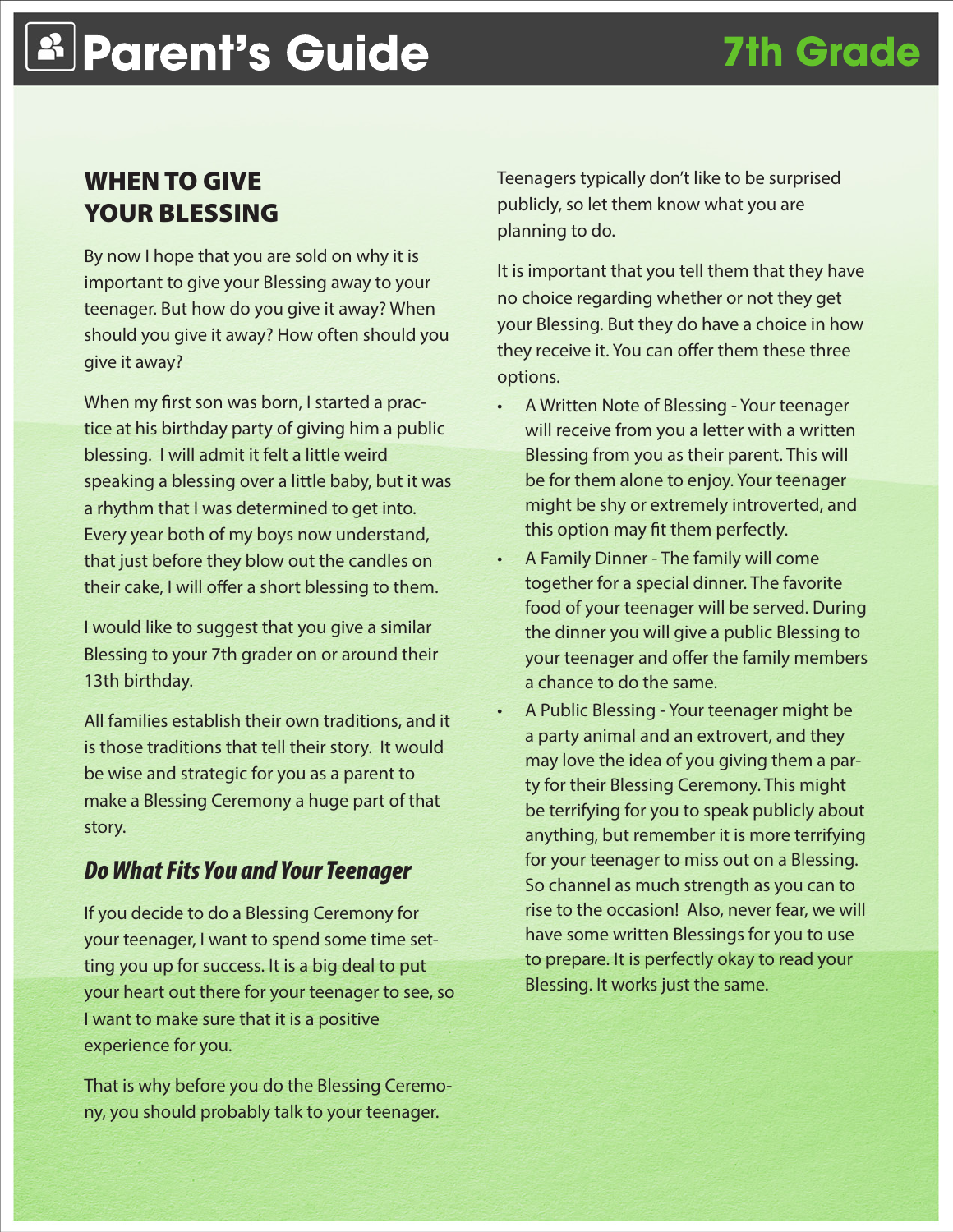## WHEN TO GIVE YOUR BLESSING

By now I hope that you are sold on why it is important to give your Blessing away to your teenager. But how do you give it away? When should you give it away? How often should you give it away?

When my first son was born, I started a practice at his birthday party of giving him a public blessing. I will admit it felt a little weird speaking a blessing over a little baby, but it was a rhythm that I was determined to get into. Every year both of my boys now understand, that just before they blow out the candles on their cake, I will offer a short blessing to them.

I would like to suggest that you give a similar Blessing to your 7th grader on or around their 13th birthday.

All families establish their own traditions, and it is those traditions that tell their story. It would be wise and strategic for you as a parent to make a Blessing Ceremony a huge part of that story.

### *Do What Fits You and Your Teenager*

If you decide to do a Blessing Ceremony for your teenager, I want to spend some time setting you up for success. It is a big deal to put your heart out there for your teenager to see, so I want to make sure that it is a positive experience for you.

That is why before you do the Blessing Ceremony, you should probably talk to your teenager. Teenagers typically don't like to be surprised publicly, so let them know what you are planning to do.

It is important that you tell them that they have no choice regarding whether or not they get your Blessing. But they do have a choice in how they receive it. You can offer them these three options.

- A Written Note of Blessing - Your teenager will receive from you a letter with a written Blessing from you as their parent. This will be for them alone to enjoy. Your teenager might be shy or extremely introverted, and this option may fit them perfectly.
- A Family Dinner - The family will come together for a special dinner. The favorite food of your teenager will be served. During the dinner you will give a public Blessing to your teenager and offer the family members a chance to do the same.
- A Public Blessing - Your teenager might be a party animal and an extrovert, and they may love the idea of you giving them a party for their Blessing Ceremony. This might be terrifying for you to speak publicly about anything, but remember it is more terrifying for your teenager to miss out on a Blessing. So channel as much strength as you can to rise to the occasion! Also, never fear, we will have some written Blessings for you to use to prepare. It is perfectly okay to read your Blessing. It works just the same.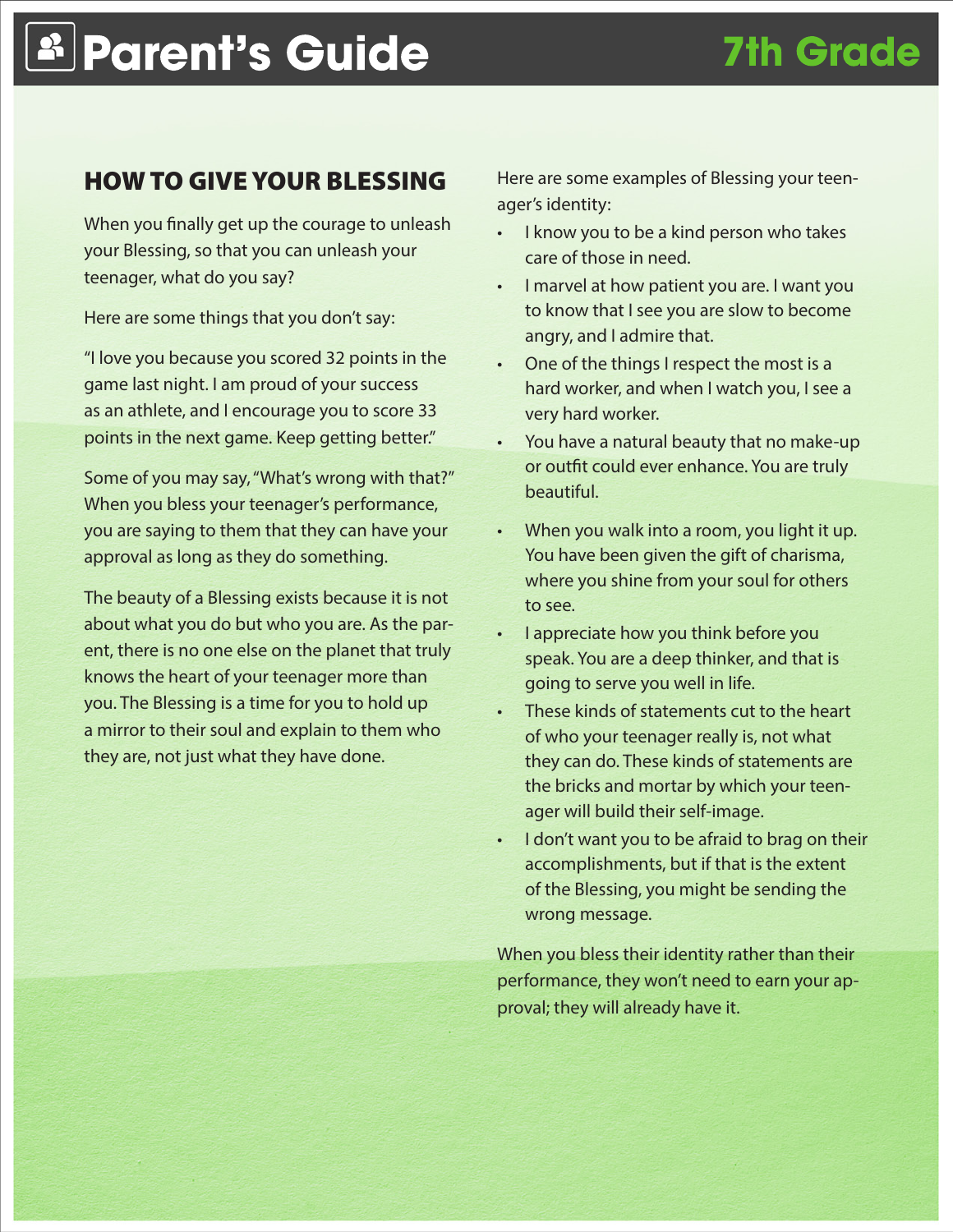# Parent's Guide

## 7th Grade

### HOW TO GIVE YOUR BLESSING

When you finally get up the courage to unleash your Blessing, so that you can unleash your teenager, what do you say?

Here are some things that you don't say:

"I love you because you scored 32 points in the game last night. I am proud of your success as an athlete, and I encourage you to score 33 points in the next game. Keep getting better."

Some of you may say, "What's wrong with that?" When you bless your teenager's performance, you are saying to them that they can have your approval as long as they do something.

The beauty of a Blessing exists because it is not about what you do but who you are. As the parent, there is no one else on the planet that truly knows the heart of your teenager more than you. The Blessing is a time for you to hold up a mirror to their soul and explain to them who they are, not just what they have done.

Here are some examples of Blessing your teenager's identity:

- I know you to be a kind person who takes care of those in need.
- I marvel at how patient you are. I want you to know that I see you are slow to become angry, and I admire that.
- One of the things I respect the most is a hard worker, and when I watch you, I see a very hard worker.
- You have a natural beauty that no make-up or outfit could ever enhance. You are truly beautiful.
- When you walk into a room, you light it up. You have been given the gift of charisma, where you shine from your soul for others to see.
- I appreciate how you think before you speak. You are a deep thinker, and that is going to serve you well in life.
- These kinds of statements cut to the heart of who your teenager really is, not what they can do. These kinds of statements are the bricks and mortar by which your teenager will build their self-image.
- I don't want you to be afraid to brag on their accomplishments, but if that is the extent of the Blessing, you might be sending the wrong message.

When you bless their identity rather than their performance, they won't need to earn your approval; they will already have it.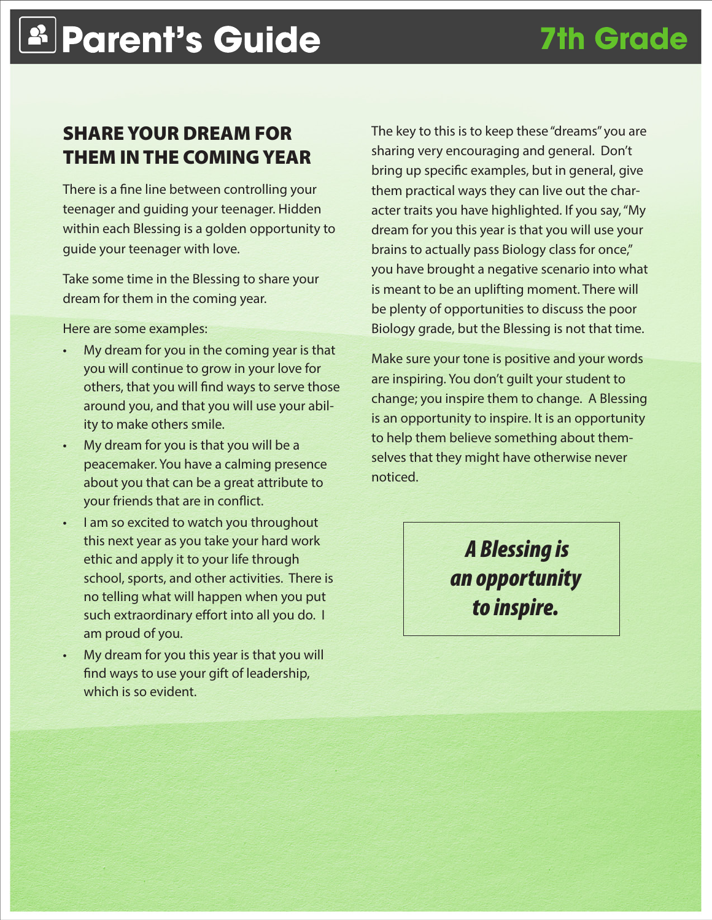## SHARE YOUR DREAM FOR THEM IN THE COMING YEAR

There is a fine line between controlling your teenager and guiding your teenager. Hidden within each Blessing is a golden opportunity to guide your teenager with love.

Take some time in the Blessing to share your dream for them in the coming year.

Here are some examples:

- My dream for you in the coming year is that you will continue to grow in your love for others, that you will find ways to serve those around you, and that you will use your ability to make others smile.
- My dream for you is that you will be a peacemaker. You have a calming presence about you that can be a great attribute to your friends that are in conflict.
- I am so excited to watch you throughout this next year as you take your hard work ethic and apply it to your life through school, sports, and other activities. There is no telling what will happen when you put such extraordinary effort into all you do. I am proud of you.
- My dream for you this year is that you will find ways to use your gift of leadership, which is so evident.

The key to this is to keep these "dreams" you are sharing very encouraging and general. Don't bring up specific examples, but in general, give them practical ways they can live out the character traits you have highlighted. If you say, "My dream for you this year is that you will use your brains to actually pass Biology class for once," you have brought a negative scenario into what is meant to be an uplifting moment. There will be plenty of opportunities to discuss the poor Biology grade, but the Blessing is not that time.

Make sure your tone is positive and your words are inspiring. You don't guilt your student to change; you inspire them to change. A Blessing is an opportunity to inspire. It is an opportunity to help them believe something about themselves that they might have otherwise never noticed.

> ***A Blessing is an opportunity to inspire.***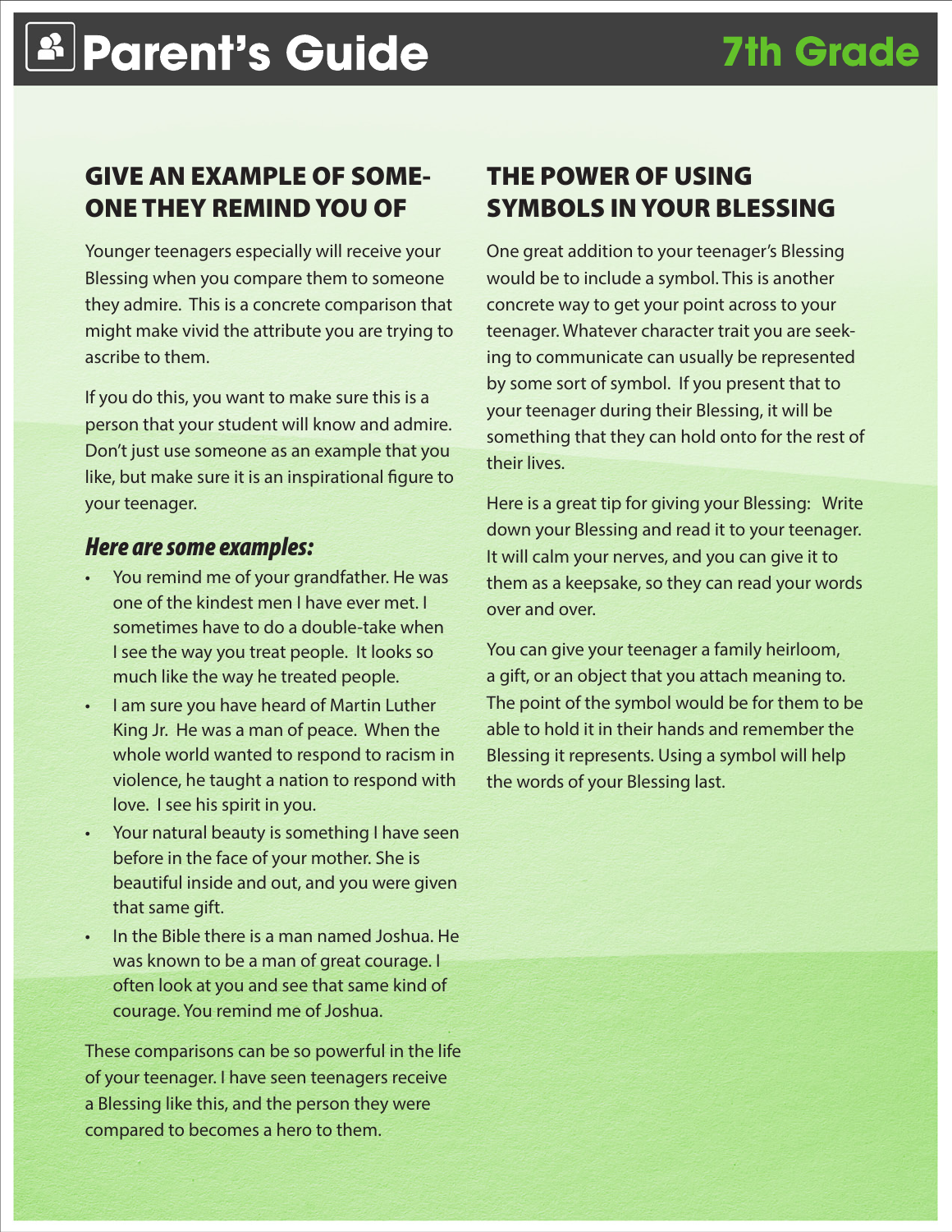## GIVE AN EXAMPLE OF SOMEONE THEY REMIND YOU OF

Younger teenagers especially will receive your Blessing when you compare them to someone they admire. This is a concrete comparison that might make vivid the attribute you are trying to ascribe to them.

If you do this, you want to make sure this is a person that your student will know and admire. Don't just use someone as an example that you like, but make sure it is an inspirational figure to your teenager.

### *Here are some examples:*

- You remind me of your grandfather. He was one of the kindest men I have ever met. I sometimes have to do a double-take when I see the way you treat people. It looks so much like the way he treated people.
- I am sure you have heard of Martin Luther King Jr. He was a man of peace. When the whole world wanted to respond to racism in violence, he taught a nation to respond with love. I see his spirit in you.
- Your natural beauty is something I have seen before in the face of your mother. She is beautiful inside and out, and you were given that same gift.
- In the Bible there is a man named Joshua. He was known to be a man of great courage. I often look at you and see that same kind of courage. You remind me of Joshua.

These comparisons can be so powerful in the life of your teenager. I have seen teenagers receive a Blessing like this, and the person they were compared to becomes a hero to them.

## THE POWER OF USING SYMBOLS IN YOUR BLESSING

One great addition to your teenager's Blessing would be to include a symbol. This is another concrete way to get your point across to your teenager. Whatever character trait you are seeking to communicate can usually be represented by some sort of symbol. If you present that to your teenager during their Blessing, it will be something that they can hold onto for the rest of their lives.

Here is a great tip for giving your Blessing: Write down your Blessing and read it to your teenager. It will calm your nerves, and you can give it to them as a keepsake, so they can read your words over and over.

You can give your teenager a family heirloom, a gift, or an object that you attach meaning to. The point of the symbol would be for them to be able to hold it in their hands and remember the Blessing it represents. Using a symbol will help the words of your Blessing last.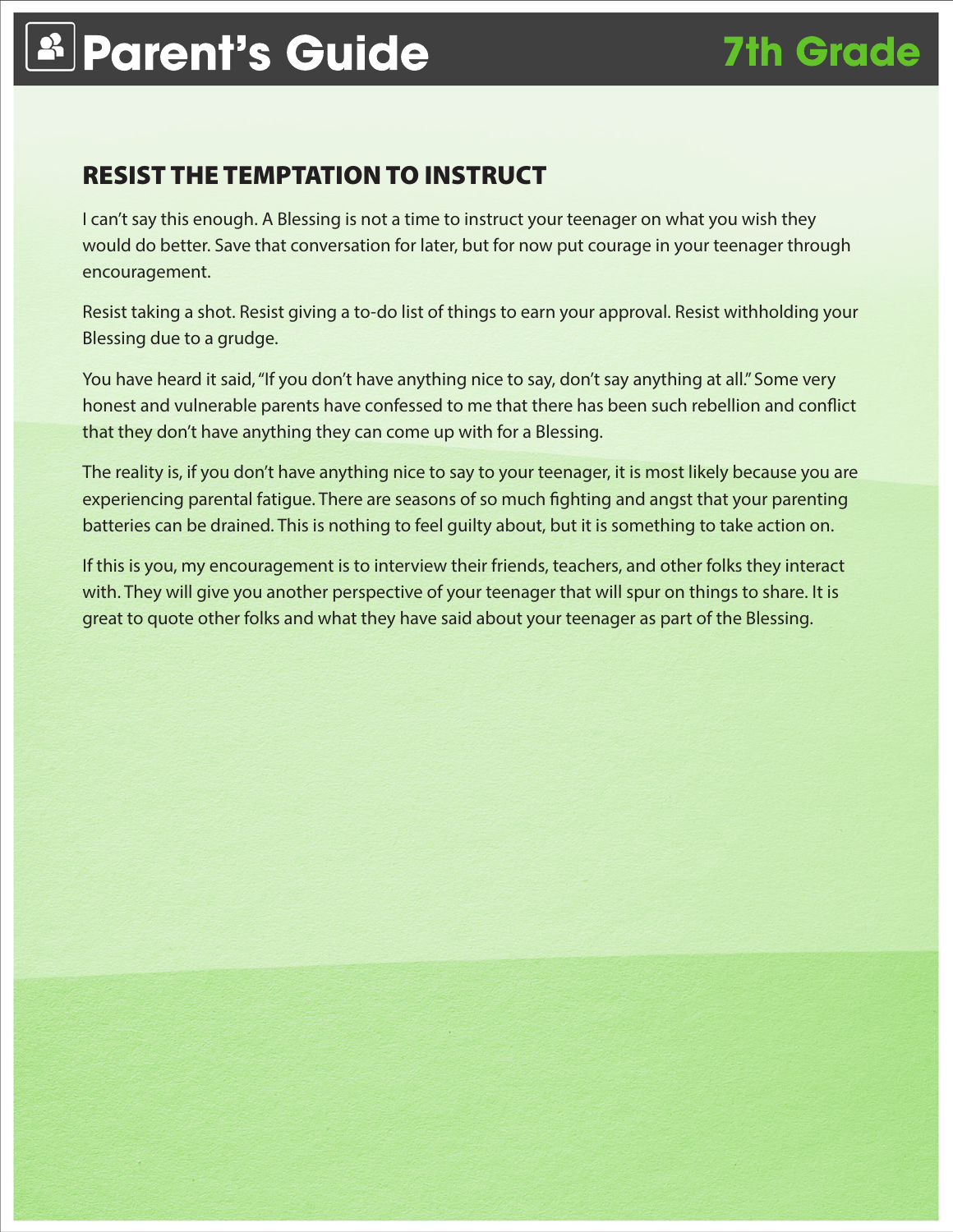## RESIST THE TEMPTATION TO INSTRUCT

I can't say this enough. A Blessing is not a time to instruct your teenager on what you wish they would do better. Save that conversation for later, but for now put courage in your teenager through encouragement.

Resist taking a shot. Resist giving a to-do list of things to earn your approval. Resist withholding your Blessing due to a grudge.

You have heard it said, "If you don't have anything nice to say, don't say anything at all." Some very honest and vulnerable parents have confessed to me that there has been such rebellion and conflict that they don't have anything they can come up with for a Blessing.

The reality is, if you don't have anything nice to say to your teenager, it is most likely because you are experiencing parental fatigue. There are seasons of so much fighting and angst that your parenting batteries can be drained. This is nothing to feel guilty about, but it is something to take action on.

If this is you, my encouragement is to interview their friends, teachers, and other folks they interact with. They will give you another perspective of your teenager that will spur on things to share. It is great to quote other folks and what they have said about your teenager as part of the Blessing.